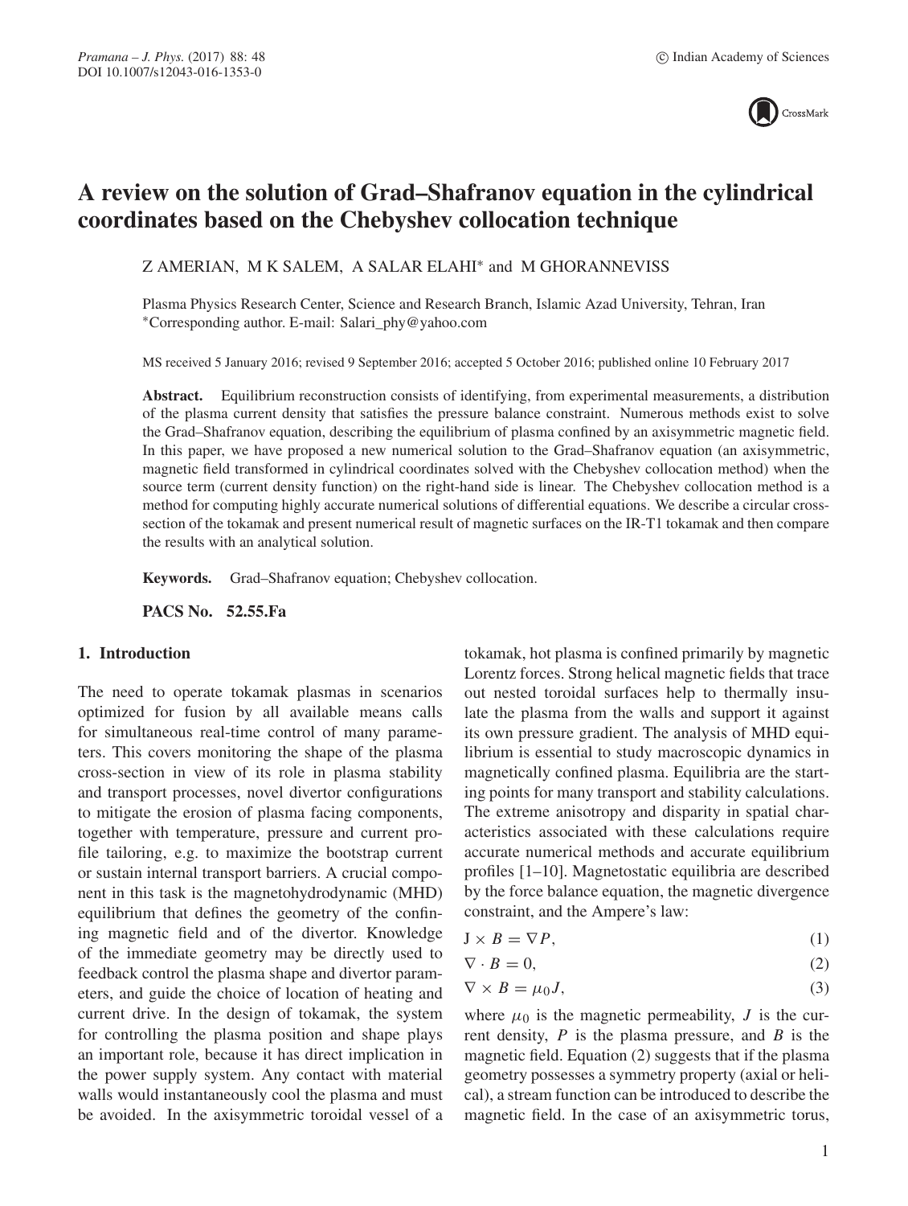# A review on the solution of Grad–Shafranov equation in the cylindrical coordinates based on the Chebyshev collocation technique

Z AMERIAN, M K SALEM, A SALAR ELAHI* and M GHORANNEVISS

Plasma Physics Research Center, Science and Research Branch, Islamic Azad University, Tehran, Iran
*Corresponding author. E-mail: Salari_phy@yahoo.com

MS received 5 January 2016; revised 9 September 2016; accepted 5 October 2016; published online 10 February 2017

**Abstract.** Equilibrium reconstruction consists of identifying, from experimental measurements, a distribution of the plasma current density that satisfies the pressure balance constraint. Numerous methods exist to solve the Grad–Shafranov equation, describing the equilibrium of plasma confined by an axisymmetric magnetic field. In this paper, we have proposed a new numerical solution to the Grad–Shafranov equation (an axisymmetric, magnetic field transformed in cylindrical coordinates solved with the Chebyshev collocation method) when the source term (current density function) on the right-hand side is linear. The Chebyshev collocation method is a method for computing highly accurate numerical solutions of differential equations. We describe a circular cross-section of the tokamak and present numerical result of magnetic surfaces on the IR-T1 tokamak and then compare the results with an analytical solution.

**Keywords.** Grad–Shafranov equation; Chebyshev collocation.

**PACS No.** 52.55.Fa

## 1. Introduction

The need to operate tokamak plasmas in scenarios optimized for fusion by all available means calls for simultaneous real-time control of many parameters. This covers monitoring the shape of the plasma cross-section in view of its role in plasma stability and transport processes, novel divertor configurations to mitigate the erosion of plasma facing components, together with temperature, pressure and current profile tailoring, e.g. to maximize the bootstrap current or sustain internal transport barriers. A crucial component in this task is the magnetohydrodynamic (MHD) equilibrium that defines the geometry of the confining magnetic field and of the divertor. Knowledge of the immediate geometry may be directly used to feedback control the plasma shape and divertor parameters, and guide the choice of location of heating and current drive. In the design of tokamak, the system for controlling the plasma position and shape plays an important role, because it has direct implication in the power supply system. Any contact with material walls would instantaneously cool the plasma and must be avoided. In the axisymmetric toroidal vessel of a tokamak, hot plasma is confined primarily by magnetic Lorentz forces. Strong helical magnetic fields that trace out nested toroidal surfaces help to thermally insulate the plasma from the walls and support it against its own pressure gradient. The analysis of MHD equilibrium is essential to study macroscopic dynamics in magnetically confined plasma. Equilibria are the starting points for many transport and stability calculations. The extreme anisotropy and disparity in spatial characteristics associated with these calculations require accurate numerical methods and accurate equilibrium profiles [1–10]. Magnetostatic equilibria are described by the force balance equation, the magnetic divergence constraint, and the Ampere's law:

$$\mathrm{J} \times B = \nabla P, \tag{1}$$

$$\nabla \cdot B = 0, \tag{2}$$

$$\nabla \times B = \mu_0 J, \tag{3}$$

where $\mu_0$ is the magnetic permeability, $J$ is the current density, $P$ is the plasma pressure, and $B$ is the magnetic field. Equation (2) suggests that if the plasma geometry possesses a symmetry property (axial or helical), a stream function can be introduced to describe the magnetic field. In the case of an axisymmetric torus,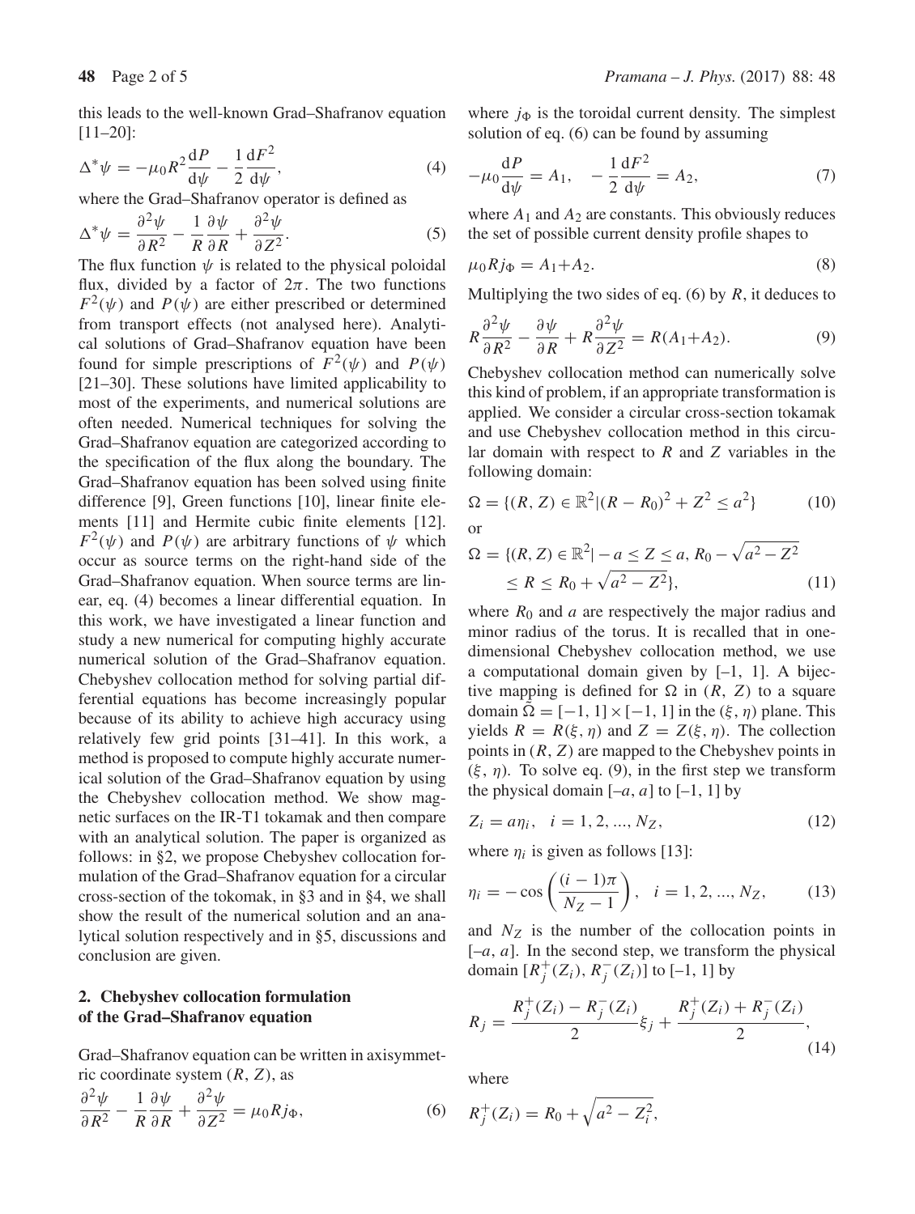this leads to the well-known Grad–Shafranov equation [11–20]:

$$\Delta^*\psi = -\mu_0 R^2 \frac{\mathrm{d}P}{\mathrm{d}\psi} - \frac{1}{2}\frac{\mathrm{d}F^2}{\mathrm{d}\psi}, \tag{4}$$

where the Grad–Shafranov operator is defined as

$$\Delta^*\psi = \frac{\partial^2\psi}{\partial R^2} - \frac{1}{R}\frac{\partial\psi}{\partial R} + \frac{\partial^2\psi}{\partial Z^2}. \tag{5}$$

The flux function $\psi$ is related to the physical poloidal flux, divided by a factor of $2\pi$. The two functions $F^2(\psi)$ and $P(\psi)$ are either prescribed or determined from transport effects (not analysed here). Analytical solutions of Grad–Shafranov equation have been found for simple prescriptions of $F^2(\psi)$ and $P(\psi)$ [21–30]. These solutions have limited applicability to most of the experiments, and numerical solutions are often needed. Numerical techniques for solving the Grad–Shafranov equation are categorized according to the specification of the flux along the boundary. The Grad–Shafranov equation has been solved using finite difference [9], Green functions [10], linear finite elements [11] and Hermite cubic finite elements [12]. $F^2(\psi)$ and $P(\psi)$ are arbitrary functions of $\psi$ which occur as source terms on the right-hand side of the Grad–Shafranov equation. When source terms are linear, eq. (4) becomes a linear differential equation. In this work, we have investigated a linear function and study a new numerical for computing highly accurate numerical solution of the Grad–Shafranov equation. Chebyshev collocation method for solving partial differential equations has become increasingly popular because of its ability to achieve high accuracy using relatively few grid points [31–41]. In this work, a method is proposed to compute highly accurate numerical solution of the Grad–Shafranov equation by using the Chebyshev collocation method. We show magnetic surfaces on the IR-T1 tokamak and then compare with an analytical solution. The paper is organized as follows: in §2, we propose Chebyshev collocation formulation of the Grad–Shafranov equation for a circular cross-section of the tokamak, in §3 and in §4, we shall show the result of the numerical solution and an analytical solution respectively and in §5, discussions and conclusion are given.

## 2. Chebyshev collocation formulation of the Grad–Shafranov equation

Grad–Shafranov equation can be written in axisymmetric coordinate system $(R, Z)$, as

$$\frac{\partial^2\psi}{\partial R^2} - \frac{1}{R}\frac{\partial\psi}{\partial R} + \frac{\partial^2\psi}{\partial Z^2} = \mu_0 R j_\Phi, \tag{6}$$

where $j_\Phi$ is the toroidal current density. The simplest solution of eq. (6) can be found by assuming

$$-\mu_0\frac{\mathrm{d}P}{\mathrm{d}\psi} = A_1, \quad -\frac{1}{2}\frac{\mathrm{d}F^2}{\mathrm{d}\psi} = A_2, \tag{7}$$

where $A_1$ and $A_2$ are constants. This obviously reduces the set of possible current density profile shapes to

$$\mu_0 R j_\Phi = A_1 + A_2. \tag{8}$$

Multiplying the two sides of eq. (6) by $R$, it deduces to

$$R\frac{\partial^2\psi}{\partial R^2} - \frac{\partial\psi}{\partial R} + R\frac{\partial^2\psi}{\partial Z^2} = R(A_1 + A_2). \tag{9}$$

Chebyshev collocation method can numerically solve this kind of problem, if an appropriate transformation is applied. We consider a circular cross-section tokamak and use Chebyshev collocation method in this circular domain with respect to $R$ and $Z$ variables in the following domain:

$$\Omega = \{(R, Z) \in \mathbb{R}^2 | (R - R_0)^2 + Z^2 \le a^2\} \tag{10}$$

or

$$\Omega = \{(R, Z) \in \mathbb{R}^2 | -a \le Z \le a, R_0 - \sqrt{a^2 - Z^2} \le R \le R_0 + \sqrt{a^2 - Z^2}\}, \tag{11}$$

where $R_0$ and $a$ are respectively the major radius and minor radius of the torus. It is recalled that in one-dimensional Chebyshev collocation method, we use a computational domain given by [–1, 1]. A bijective mapping is defined for $\Omega$ in $(R, Z)$ to a square domain $\tilde{\Omega} = [-1, 1] \times [-1, 1]$ in the $(\xi, \eta)$ plane. This yields $R = R(\xi, \eta)$ and $Z = Z(\xi, \eta)$. The collection points in $(R, Z)$ are mapped to the Chebyshev points in $(\xi, \eta)$. To solve eq. (9), in the first step we transform the physical domain [$-a$, $a$] to [–1, 1] by

$$Z_i = a\eta_i, \quad i = 1, 2, ..., N_Z, \tag{12}$$

where $\eta_i$ is given as follows [13]:

$$\eta_i = -\cos\left(\frac{(i-1)\pi}{N_Z - 1}\right), \quad i = 1, 2, ..., N_Z, \tag{13}$$

and $N_Z$ is the number of the collocation points in [$-a$, $a$]. In the second step, we transform the physical domain $[R_j^+(Z_i), R_j^-(Z_i)]$ to [–1, 1] by

$$R_j = \frac{R_j^+(Z_i) - R_j^-(Z_i)}{2}\xi_j + \frac{R_j^+(Z_i) + R_j^-(Z_i)}{2}, \tag{14}$$

where

$$R_j^+(Z_i) = R_0 + \sqrt{a^2 - Z_i^2},$$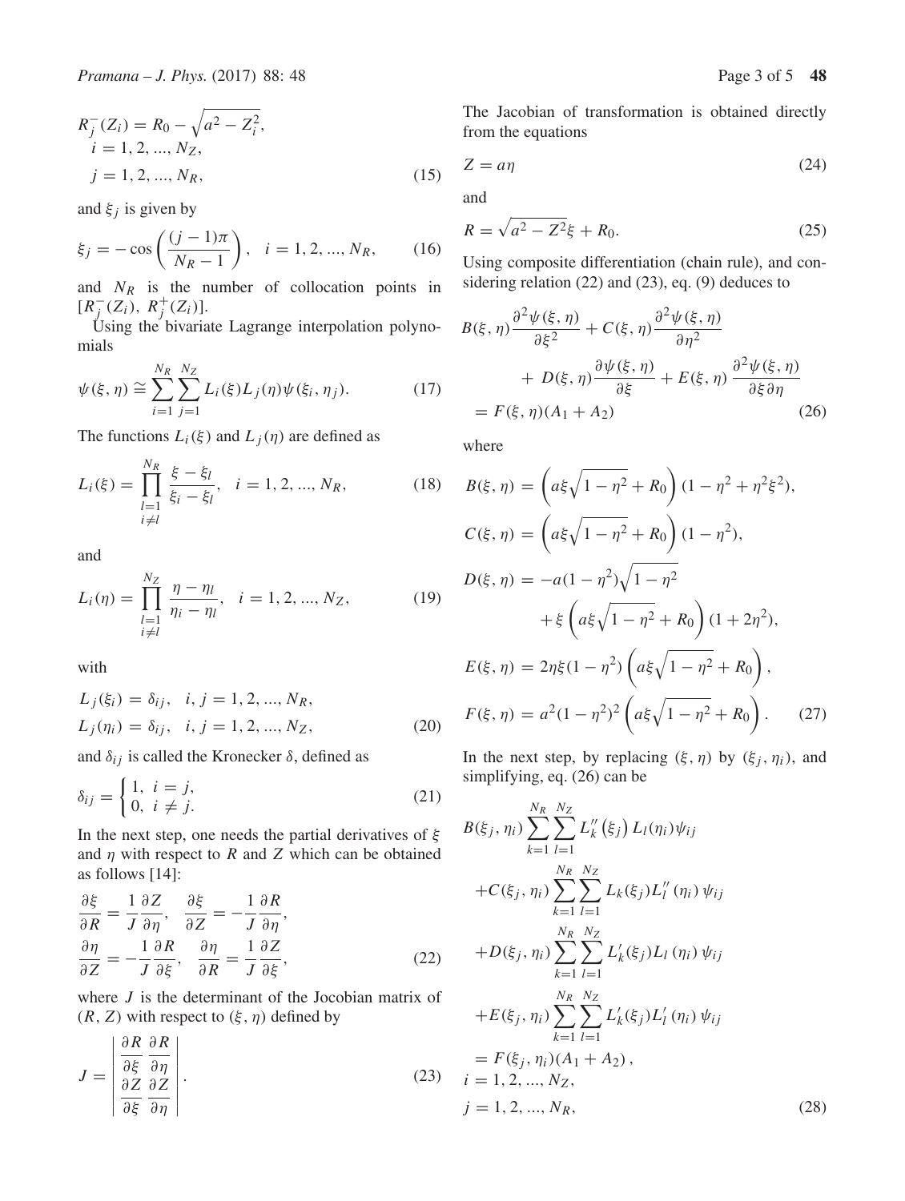$$
\begin{aligned}
R_j^-(Z_i) &= R_0 - \sqrt{a^2 - Z_i^2}, \\
i &= 1, 2, ..., N_Z, \\
j &= 1, 2, ..., N_R,
\end{aligned}
\tag{15}
$$

and $\xi_j$ is given by

$$
\xi_j = -\cos\left(\frac{(j-1)\pi}{N_R - 1}\right), \quad i = 1, 2, ..., N_R, \tag{16}
$$

and $N_R$ is the number of collocation points in $[R_j^-(Z_i), R_j^+(Z_i)]$.

Using the bivariate Lagrange interpolation polynomials

$$
\psi(\xi, \eta) \cong \sum_{i=1}^{N_R} \sum_{j=1}^{N_Z} L_i(\xi) L_j(\eta) \psi(\xi_i, \eta_j). \tag{17}
$$

The functions $L_i(\xi)$ and $L_j(\eta)$ are defined as

$$
L_i(\xi) = \prod_{\substack{l=1 \\ i \neq l}}^{N_R} \frac{\xi - \xi_l}{\xi_i - \xi_l}, \quad i = 1, 2, ..., N_R, \tag{18}
$$

and

$$
L_i(\eta) = \prod_{\substack{l=1 \\ i \neq l}}^{N_Z} \frac{\eta - \eta_l}{\eta_i - \eta_l}, \quad i = 1, 2, ..., N_Z, \tag{19}
$$

with

$$
\begin{aligned}
L_j(\xi_i) &= \delta_{ij}, \quad i, j = 1, 2, ..., N_R, \\
L_j(\eta_i) &= \delta_{ij}, \quad i, j = 1, 2, ..., N_Z,
\end{aligned}
\tag{20}
$$

and $\delta_{ij}$ is called the Kronecker $\delta$, defined as

$$
\delta_{ij} = \begin{cases} 1, & i = j, \\ 0, & i \neq j. \end{cases} \tag{21}
$$

In the next step, one needs the partial derivatives of $\xi$ and $\eta$ with respect to $R$ and $Z$ which can be obtained as follows [14]:

$$
\begin{aligned}
\frac{\partial \xi}{\partial R} &= \frac{1}{J}\frac{\partial Z}{\partial \eta}, \quad \frac{\partial \xi}{\partial Z} = -\frac{1}{J}\frac{\partial R}{\partial \eta}, \\
\frac{\partial \eta}{\partial Z} &= -\frac{1}{J}\frac{\partial R}{\partial \xi}, \quad \frac{\partial \eta}{\partial R} = \frac{1}{J}\frac{\partial Z}{\partial \xi},
\end{aligned}
\tag{22}
$$

where $J$ is the determinant of the Jocobian matrix of $(R, Z)$ with respect to $(\xi, \eta)$ defined by

$$
J = \begin{vmatrix} \dfrac{\partial R}{\partial \xi} & \dfrac{\partial R}{\partial \eta} \\ \dfrac{\partial Z}{\partial \xi} & \dfrac{\partial Z}{\partial \eta} \end{vmatrix}. \tag{23}
$$

The Jacobian of transformation is obtained directly from the equations

$$
Z = a\eta \tag{24}
$$

and

$$
R = \sqrt{a^2 - Z^2}\xi + R_0. \tag{25}
$$

Using composite differentiation (chain rule), and considering relation (22) and (23), eq. (9) deduces to

$$
\begin{aligned}
&B(\xi, \eta)\frac{\partial^2 \psi(\xi, \eta)}{\partial \xi^2} + C(\xi, \eta)\frac{\partial^2 \psi(\xi, \eta)}{\partial \eta^2} \\
&\quad + D(\xi, \eta)\frac{\partial \psi(\xi, \eta)}{\partial \xi} + E(\xi, \eta)\frac{\partial^2 \psi(\xi, \eta)}{\partial \xi \partial \eta} \\
&= F(\xi, \eta)(A_1 + A_2)
\end{aligned}
\tag{26}
$$

where

$$
\begin{aligned}
B(\xi, \eta) &= \left(a\xi\sqrt{1 - \eta^2} + R_0\right)(1 - \eta^2 + \eta^2\xi^2), \\
C(\xi, \eta) &= \left(a\xi\sqrt{1 - \eta^2} + R_0\right)(1 - \eta^2), \\
D(\xi, \eta) &= -a(1 - \eta^2)\sqrt{1 - \eta^2} \\
&\quad + \xi\left(a\xi\sqrt{1 - \eta^2} + R_0\right)(1 + 2\eta^2), \\
E(\xi, \eta) &= 2\eta\xi(1 - \eta^2)\left(a\xi\sqrt{1 - \eta^2} + R_0\right), \\
F(\xi, \eta) &= a^2(1 - \eta^2)^2\left(a\xi\sqrt{1 - \eta^2} + R_0\right).
\end{aligned}
\tag{27}
$$

In the next step, by replacing $(\xi, \eta)$ by $(\xi_j, \eta_i)$, and simplifying, eq. (26) can be

$$
\begin{aligned}
&B(\xi_j, \eta_i)\sum_{k=1}^{N_R}\sum_{l=1}^{N_Z} L_k''(\xi_j) L_l(\eta_i)\psi_{ij} \\
&+C(\xi_j, \eta_i)\sum_{k=1}^{N_R}\sum_{l=1}^{N_Z} L_k(\xi_j) L_l''(\eta_i)\psi_{ij} \\
&+D(\xi_j, \eta_i)\sum_{k=1}^{N_R}\sum_{l=1}^{N_Z} L_k'(\xi_j) L_l(\eta_i)\psi_{ij} \\
&+E(\xi_j, \eta_i)\sum_{k=1}^{N_R}\sum_{l=1}^{N_Z} L_k'(\xi_j) L_l'(\eta_i)\psi_{ij} \\
&= F(\xi_j, \eta_i)(A_1 + A_2), \\
&i = 1, 2, ..., N_Z, \\
&j = 1, 2, ..., N_R,
\end{aligned}
\tag{28}
$$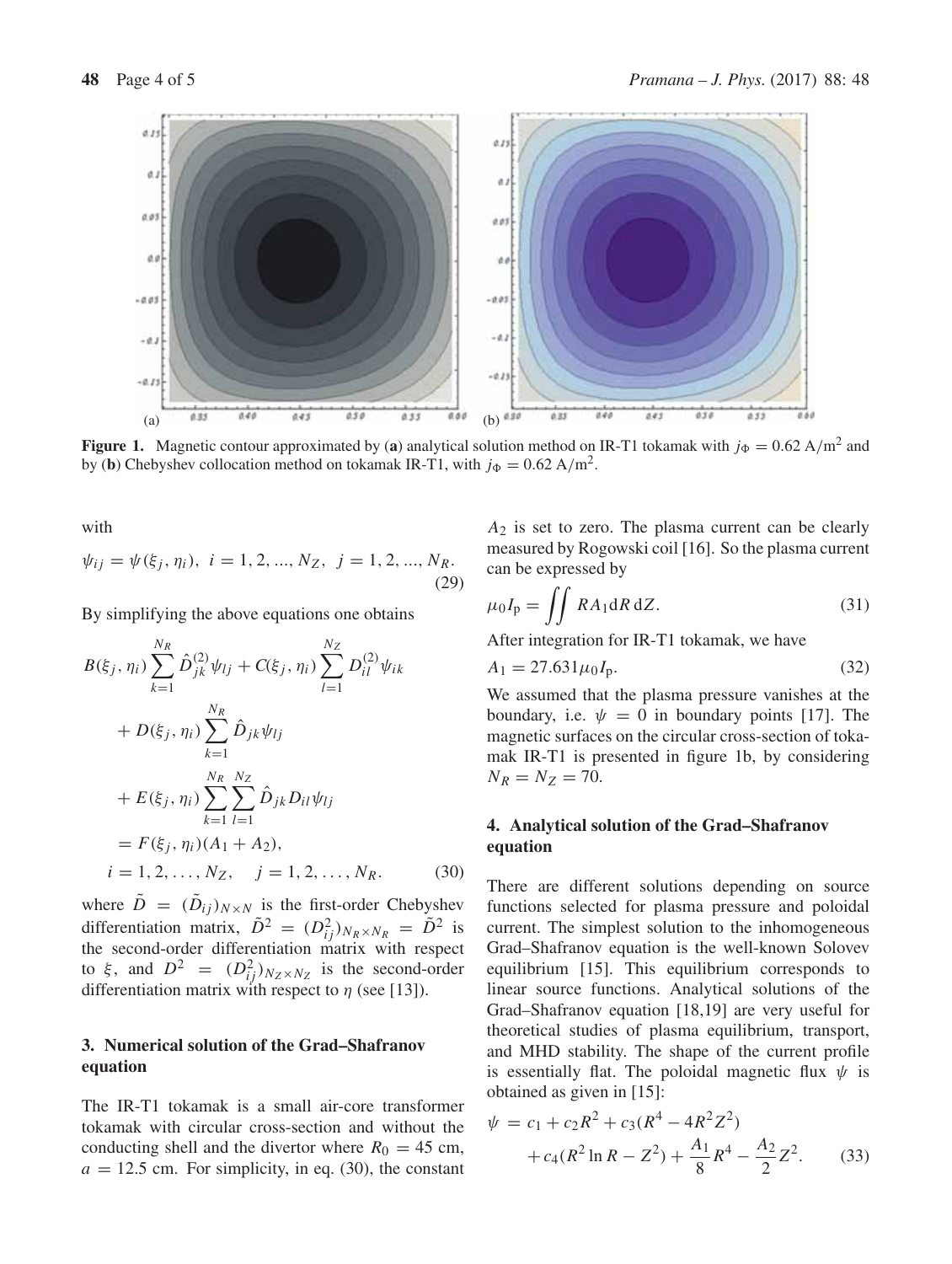**Figure 1.** Magnetic contour approximated by (**a**) analytical solution method on IR-T1 tokamak with $j_\Phi = 0.62\ \text{A/m}^2$ and by (**b**) Chebyshev collocation method on tokamak IR-T1, with $j_\Phi = 0.62\ \text{A/m}^2$.

with

$$\psi_{ij} = \psi(\xi_j, \eta_i),\ \ i = 1, 2, ..., N_Z,\ \ j = 1, 2, ..., N_R. \tag{29}$$

By simplifying the above equations one obtains

$$\begin{aligned} &B(\xi_j, \eta_i) \sum_{k=1}^{N_R} \hat{D}^{(2)}_{jk} \psi_{lj} + C(\xi_j, \eta_i) \sum_{l=1}^{N_Z} D^{(2)}_{il} \psi_{ik} \\ &\quad + D(\xi_j, \eta_i) \sum_{k=1}^{N_R} \hat{D}_{jk} \psi_{lj} \\ &\quad + E(\xi_j, \eta_i) \sum_{k=1}^{N_R} \sum_{l=1}^{N_Z} \hat{D}_{jk} D_{il} \psi_{lj} \\ &\quad = F(\xi_j, \eta_i)(A_1 + A_2), \\ &i = 1, 2, \ldots, N_Z, \quad j = 1, 2, \ldots, N_R. \end{aligned} \tag{30}$$

where $\tilde{D} = (\tilde{D}_{ij})_{N \times N}$ is the first-order Chebyshev differentiation matrix, $\tilde{D}^2 = (D^2_{ij})_{N_R \times N_R} = \tilde{D}^2$ is the second-order differentiation matrix with respect to $\xi$, and $D^2 = (D^2_{ij})_{N_Z \times N_Z}$ is the second-order differentiation matrix with respect to $\eta$ (see [13]).

## 3. Numerical solution of the Grad–Shafranov equation

The IR-T1 tokamak is a small air-core transformer tokamak with circular cross-section and without the conducting shell and the divertor where $R_0 = 45$ cm, $a = 12.5$ cm. For simplicity, in eq. (30), the constant $A_2$ is set to zero. The plasma current can be clearly measured by Rogowski coil [16]. So the plasma current can be expressed by

$$\mu_0 I_\text{p} = \iint R A_1 \text{d}R\, \text{d}Z. \tag{31}$$

After integration for IR-T1 tokamak, we have

$$A_1 = 27.631 \mu_0 I_\text{p}. \tag{32}$$

We assumed that the plasma pressure vanishes at the boundary, i.e. $\psi = 0$ in boundary points [17]. The magnetic surfaces on the circular cross-section of tokamak IR-T1 is presented in figure 1b, by considering $N_R = N_Z = 70$.

## 4. Analytical solution of the Grad–Shafranov equation

There are different solutions depending on source functions selected for plasma pressure and poloidal current. The simplest solution to the inhomogeneous Grad–Shafranov equation is the well-known Solovev equilibrium [15]. This equilibrium corresponds to linear source functions. Analytical solutions of the Grad–Shafranov equation [18,19] are very useful for theoretical studies of plasma equilibrium, transport, and MHD stability. The shape of the current profile is essentially flat. The poloidal magnetic flux $\psi$ is obtained as given in [15]:

$$\begin{aligned} \psi &= c_1 + c_2 R^2 + c_3 (R^4 - 4R^2 Z^2) \\ &\quad + c_4 (R^2 \ln R - Z^2) + \frac{A_1}{8} R^4 - \frac{A_2}{2} Z^2. \end{aligned} \tag{33}$$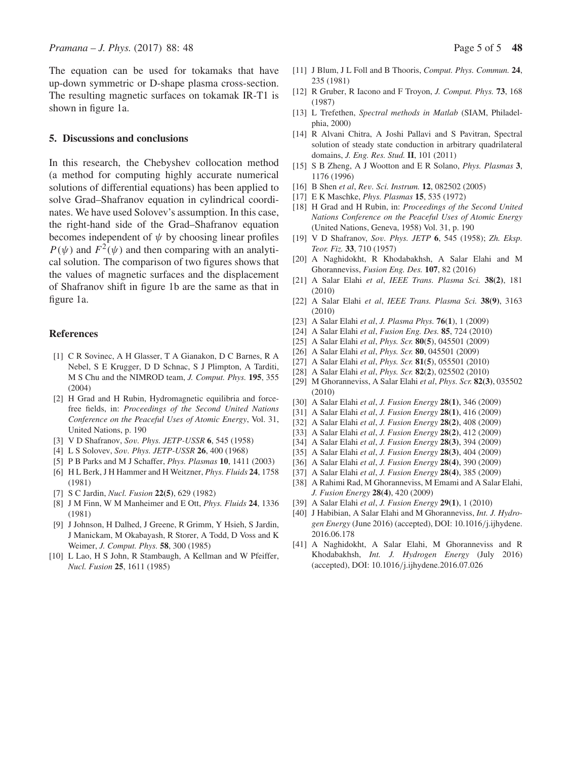The equation can be used for tokamaks that have up-down symmetric or D-shape plasma cross-section. The resulting magnetic surfaces on tokamak IR-T1 is shown in figure 1a.

## 5. Discussions and conclusions

In this research, the Chebyshev collocation method (a method for computing highly accurate numerical solutions of differential equations) has been applied to solve Grad–Shafranov equation in cylindrical coordinates. We have used Solovev's assumption. In this case, the right-hand side of the Grad–Shafranov equation becomes independent of $\psi$ by choosing linear profiles $P(\psi)$ and $F^2(\psi)$ and then comparing with an analytical solution. The comparison of two figures shows that the values of magnetic surfaces and the displacement of Shafranov shift in figure 1b are the same as that in figure 1a.

## References

[1] C R Sovinec, A H Glasser, T A Gianakon, D C Barnes, R A Nebel, S E Krugger, D D Schnac, S J Plimpton, A Tarditi, M S Chu and the NIMROD team, *J. Comput. Phys.* **195**, 355 (2004)

[2] H Grad and H Rubin, Hydromagnetic equilibria and force-free fields, in: *Proceedings of the Second United Nations Conference on the Peaceful Uses of Atomic Energy*, Vol. 31, United Nations, p. 190

[3] V D Shafranov, *Sov. Phys. JETP-USSR* **6**, 545 (1958)

[4] L S Solovev, *Sov. Phys. JETP-USSR* **26**, 400 (1968)

[5] P B Parks and M J Schaffer, *Phys. Plasmas* **10**, 1411 (2003)

[6] H L Berk, J H Hammer and H Weitzner, *Phys. Fluids* **24**, 1758 (1981)

[7] S C Jardin, *Nucl. Fusion* **22(5)**, 629 (1982)

[8] J M Finn, W M Manheimer and E Ott, *Phys. Fluids* **24**, 1336 (1981)

[9] J Johnson, H Dalhed, J Greene, R Grimm, Y Hsieh, S Jardin, J Manickam, M Okabayash, R Storer, A Todd, D Voss and K Weimer, *J. Comput. Phys.* **58**, 300 (1985)

[10] L Lao, H S John, R Stambaugh, A Kellman and W Pfeiffer, *Nucl. Fusion* **25**, 1611 (1985)

[11] J Blum, J L Foll and B Thooris, *Comput. Phys. Commun.* **24**, 235 (1981)

[12] R Gruber, R Iacono and F Troyon, *J. Comput. Phys.* **73**, 168 (1987)

[13] L Trefethen, *Spectral methods in Matlab* (SIAM, Philadelphia, 2000)

[14] R Alvani Chitra, A Joshi Pallavi and S Pavitran, Spectral solution of steady state conduction in arbitrary quadrilateral domains, *J. Eng. Res. Stud.* **II**, 101 (2011)

[15] S B Zheng, A J Wootton and E R Solano, *Phys. Plasmas* **3**, 1176 (1996)

[16] B Shen *et al*, *Rev. Sci. Instrum.* **12**, 082502 (2005)

[17] E K Maschke, *Phys. Plasmas* **15**, 535 (1972)

[18] H Grad and H Rubin, in: *Proceedings of the Second United Nations Conference on the Peaceful Uses of Atomic Energy* (United Nations, Geneva, 1958) Vol. 31, p. 190

[19] V D Shafranov, *Sov. Phys. JETP* **6**, 545 (1958); *Zh. Eksp. Teor. Fiz.* **33**, 710 (1957)

[20] A Naghidokht, R Khodabakhsh, A Salar Elahi and M Ghoranneviss, *Fusion Eng. Des.* **107**, 82 (2016)

[21] A Salar Elahi *et al*, *IEEE Trans. Plasma Sci.* **38(2)**, 181 (2010)

[22] A Salar Elahi *et al*, *IEEE Trans. Plasma Sci.* **38(9)**, 3163 (2010)

[23] A Salar Elahi *et al*, *J. Plasma Phys.* **76(1)**, 1 (2009)

[24] A Salar Elahi *et al*, *Fusion Eng. Des.* **85**, 724 (2010)

[25] A Salar Elahi *et al*, *Phys. Scr.* **80(5)**, 045501 (2009)

[26] A Salar Elahi *et al*, *Phys. Scr.* **80**, 045501 (2009)

[27] A Salar Elahi *et al*, *Phys. Scr.* **81(5)**, 055501 (2010)

[28] A Salar Elahi *et al*, *Phys. Scr.* **82(2)**, 025502 (2010)

[29] M Ghoranneviss, A Salar Elahi *et al*, *Phys. Scr.* **82(3)**, 035502 (2010)

[30] A Salar Elahi *et al*, *J. Fusion Energy* **28(1)**, 346 (2009)

[31] A Salar Elahi *et al*, *J. Fusion Energy* **28(1)**, 416 (2009)

[32] A Salar Elahi *et al*, *J. Fusion Energy* **28(2)**, 408 (2009)

[33] A Salar Elahi *et al*, *J. Fusion Energy* **28(2)**, 412 (2009)

[34] A Salar Elahi *et al*, *J. Fusion Energy* **28(3)**, 394 (2009)

[35] A Salar Elahi *et al*, *J. Fusion Energy* **28(3)**, 404 (2009)

[36] A Salar Elahi *et al*, *J. Fusion Energy* **28(4)**, 390 (2009)

[37] A Salar Elahi *et al*, *J. Fusion Energy* **28(4)**, 385 (2009)

[38] A Rahimi Rad, M Ghoranneviss, M Emami and A Salar Elahi, *J. Fusion Energy* **28(4)**, 420 (2009)

[39] A Salar Elahi *et al*, *J. Fusion Energy* **29(1)**, 1 (2010)

[40] J Habibian, A Salar Elahi and M Ghoranneviss, *Int. J. Hydrogen Energy* (June 2016) (accepted), DOI: 10.1016/j.ijhydene.2016.06.178

[41] A Naghidokht, A Salar Elahi, M Ghoranneviss and R Khodabakhsh, *Int. J. Hydrogen Energy* (July 2016) (accepted), DOI: 10.1016/j.ijhydene.2016.07.026